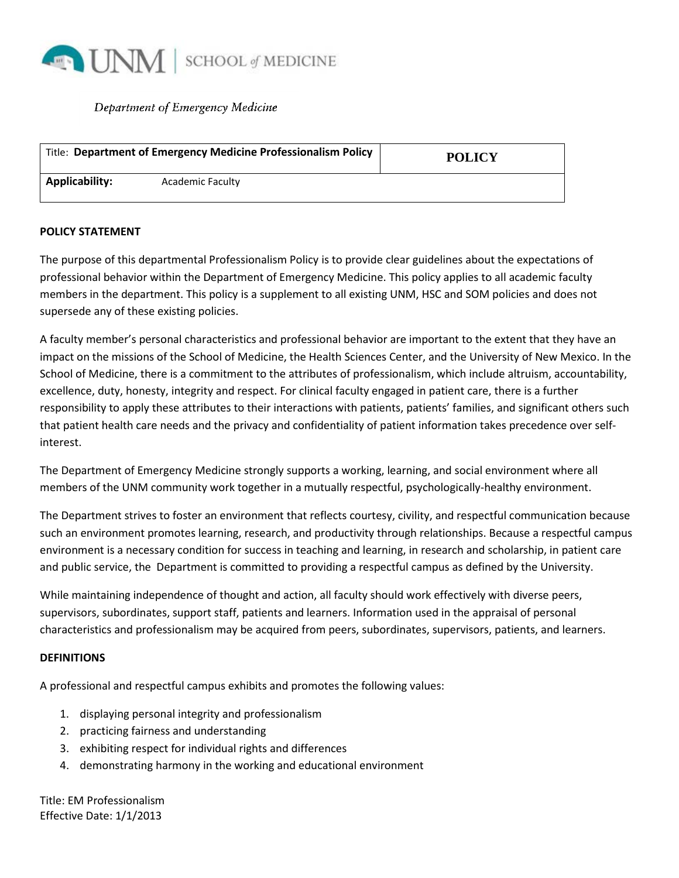UNM | SCHOOL of MEDICINE

*Department of Emergency Medicine*

| Title: **Department of Emergency Medicine Professionalism Policy** | **POLICY** |
|---|---|
| **Applicability:** Academic Faculty | |

**POLICY STATEMENT**

The purpose of this departmental Professionalism Policy is to provide clear guidelines about the expectations of professional behavior within the Department of Emergency Medicine. This policy applies to all academic faculty members in the department. This policy is a supplement to all existing UNM, HSC and SOM policies and does not supersede any of these existing policies.

A faculty member's personal characteristics and professional behavior are important to the extent that they have an impact on the missions of the School of Medicine, the Health Sciences Center, and the University of New Mexico. In the School of Medicine, there is a commitment to the attributes of professionalism, which include altruism, accountability, excellence, duty, honesty, integrity and respect. For clinical faculty engaged in patient care, there is a further responsibility to apply these attributes to their interactions with patients, patients' families, and significant others such that patient health care needs and the privacy and confidentiality of patient information takes precedence over self-interest.

The Department of Emergency Medicine strongly supports a working, learning, and social environment where all members of the UNM community work together in a mutually respectful, psychologically-healthy environment.

The Department strives to foster an environment that reflects courtesy, civility, and respectful communication because such an environment promotes learning, research, and productivity through relationships. Because a respectful campus environment is a necessary condition for success in teaching and learning, in research and scholarship, in patient care and public service, the Department is committed to providing a respectful campus as defined by the University.

While maintaining independence of thought and action, all faculty should work effectively with diverse peers, supervisors, subordinates, support staff, patients and learners. Information used in the appraisal of personal characteristics and professionalism may be acquired from peers, subordinates, supervisors, patients, and learners.

**DEFINITIONS**

A professional and respectful campus exhibits and promotes the following values:

1. displaying personal integrity and professionalism
2. practicing fairness and understanding
3. exhibiting respect for individual rights and differences
4. demonstrating harmony in the working and educational environment

Title: EM Professionalism
Effective Date: 1/1/2013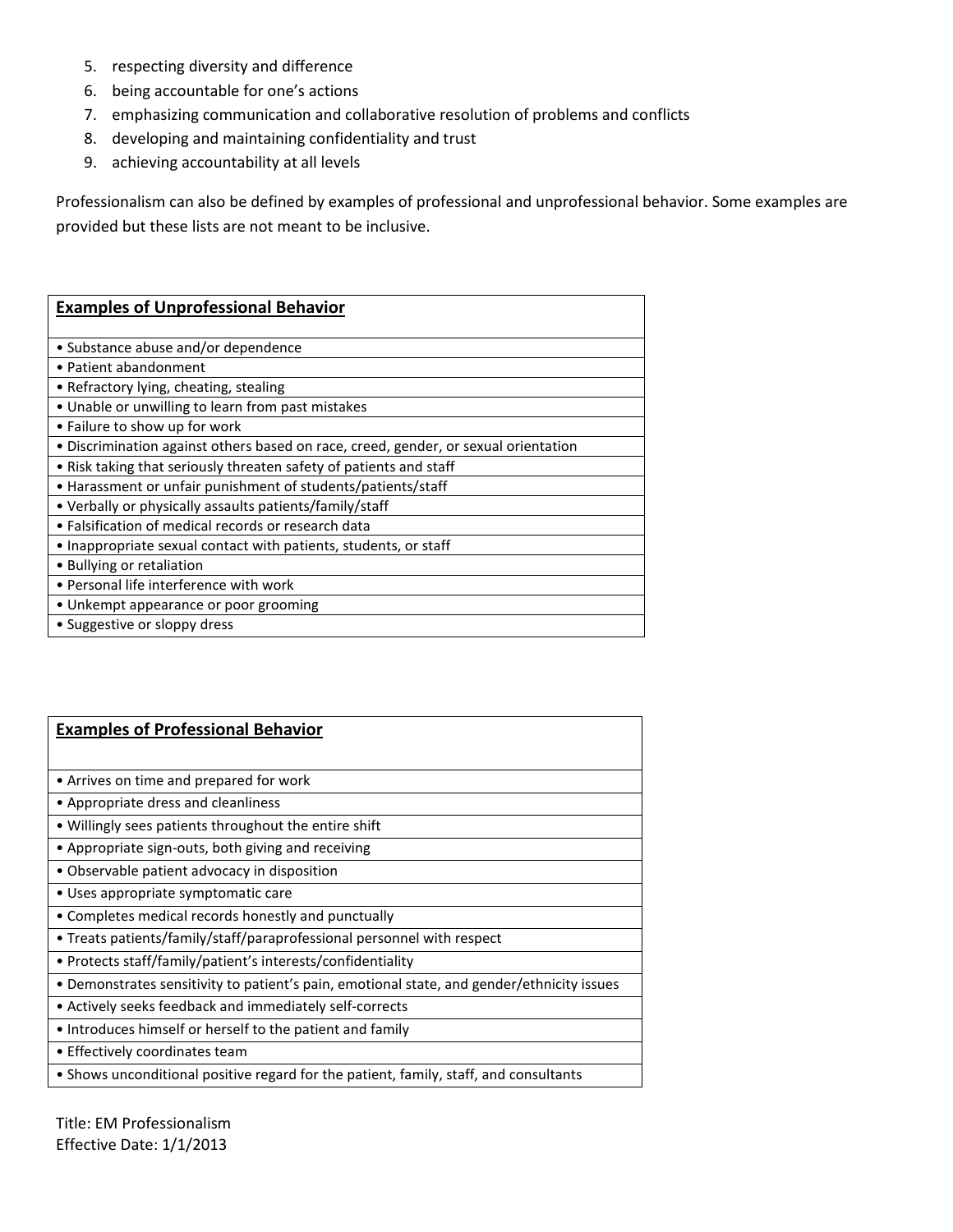5. respecting diversity and difference
6. being accountable for one's actions
7. emphasizing communication and collaborative resolution of problems and conflicts
8. developing and maintaining confidentiality and trust
9. achieving accountability at all levels

Professionalism can also be defined by examples of professional and unprofessional behavior. Some examples are provided but these lists are not meant to be inclusive.

| **Examples of Unprofessional Behavior** |
| --- |
| • Substance abuse and/or dependence |
| • Patient abandonment |
| • Refractory lying, cheating, stealing |
| • Unable or unwilling to learn from past mistakes |
| • Failure to show up for work |
| • Discrimination against others based on race, creed, gender, or sexual orientation |
| • Risk taking that seriously threaten safety of patients and staff |
| • Harassment or unfair punishment of students/patients/staff |
| • Verbally or physically assaults patients/family/staff |
| • Falsification of medical records or research data |
| • Inappropriate sexual contact with patients, students, or staff |
| • Bullying or retaliation |
| • Personal life interference with work |
| • Unkempt appearance or poor grooming |
| • Suggestive or sloppy dress |

| **Examples of Professional Behavior** |
| --- |
| • Arrives on time and prepared for work |
| • Appropriate dress and cleanliness |
| • Willingly sees patients throughout the entire shift |
| • Appropriate sign-outs, both giving and receiving |
| • Observable patient advocacy in disposition |
| • Uses appropriate symptomatic care |
| • Completes medical records honestly and punctually |
| • Treats patients/family/staff/paraprofessional personnel with respect |
| • Protects staff/family/patient's interests/confidentiality |
| • Demonstrates sensitivity to patient's pain, emotional state, and gender/ethnicity issues |
| • Actively seeks feedback and immediately self-corrects |
| • Introduces himself or herself to the patient and family |
| • Effectively coordinates team |
| • Shows unconditional positive regard for the patient, family, staff, and consultants |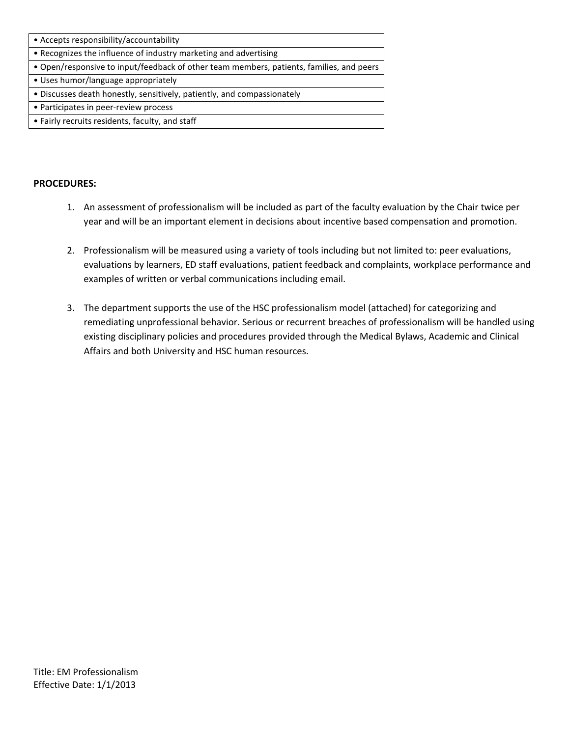| • Accepts responsibility/accountability |
|---|
| • Recognizes the influence of industry marketing and advertising |
| • Open/responsive to input/feedback of other team members, patients, families, and peers |
| • Uses humor/language appropriately |
| • Discusses death honestly, sensitively, patiently, and compassionately |
| • Participates in peer-review process |
| • Fairly recruits residents, faculty, and staff |

**PROCEDURES:**

1. An assessment of professionalism will be included as part of the faculty evaluation by the Chair twice per year and will be an important element in decisions about incentive based compensation and promotion.

2. Professionalism will be measured using a variety of tools including but not limited to: peer evaluations, evaluations by learners, ED staff evaluations, patient feedback and complaints, workplace performance and examples of written or verbal communications including email.

3. The department supports the use of the HSC professionalism model (attached) for categorizing and remediating unprofessional behavior. Serious or recurrent breaches of professionalism will be handled using existing disciplinary policies and procedures provided through the Medical Bylaws, Academic and Clinical Affairs and both University and HSC human resources.

Title: EM Professionalism
Effective Date: 1/1/2013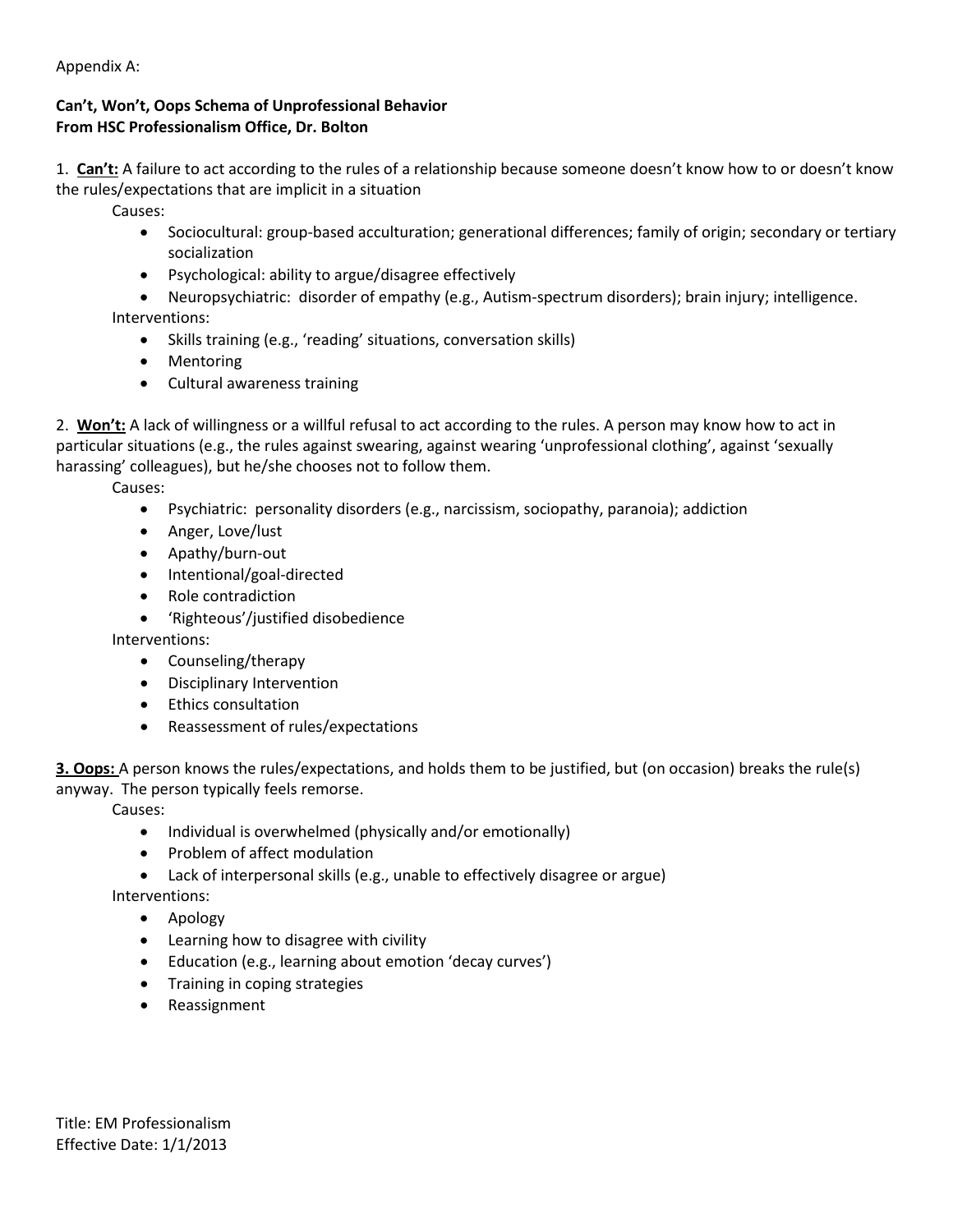Appendix A:

**Can't, Won't, Oops Schema of Unprofessional Behavior**
**From HSC Professionalism Office, Dr. Bolton**

1. **<u>Can't:</u>** A failure to act according to the rules of a relationship because someone doesn't know how to or doesn't know the rules/expectations that are implicit in a situation

Causes:

- Sociocultural: group-based acculturation; generational differences; family of origin; secondary or tertiary socialization
- Psychological: ability to argue/disagree effectively
- Neuropsychiatric: disorder of empathy (e.g., Autism-spectrum disorders); brain injury; intelligence.

Interventions:

- Skills training (e.g., 'reading' situations, conversation skills)
- Mentoring
- Cultural awareness training

2. **<u>Won't:</u>** A lack of willingness or a willful refusal to act according to the rules. A person may know how to act in particular situations (e.g., the rules against swearing, against wearing 'unprofessional clothing', against 'sexually harassing' colleagues), but he/she chooses not to follow them.

Causes:

- Psychiatric: personality disorders (e.g., narcissism, sociopathy, paranoia); addiction
- Anger, Love/lust
- Apathy/burn-out
- Intentional/goal-directed
- Role contradiction
- 'Righteous'/justified disobedience

Interventions:

- Counseling/therapy
- Disciplinary Intervention
- Ethics consultation
- Reassessment of rules/expectations

**<u>3. Oops:</u>** A person knows the rules/expectations, and holds them to be justified, but (on occasion) breaks the rule(s) anyway. The person typically feels remorse.

Causes:

- Individual is overwhelmed (physically and/or emotionally)
- Problem of affect modulation
- Lack of interpersonal skills (e.g., unable to effectively disagree or argue)

Interventions:

- Apology
- Learning how to disagree with civility
- Education (e.g., learning about emotion 'decay curves')
- Training in coping strategies
- Reassignment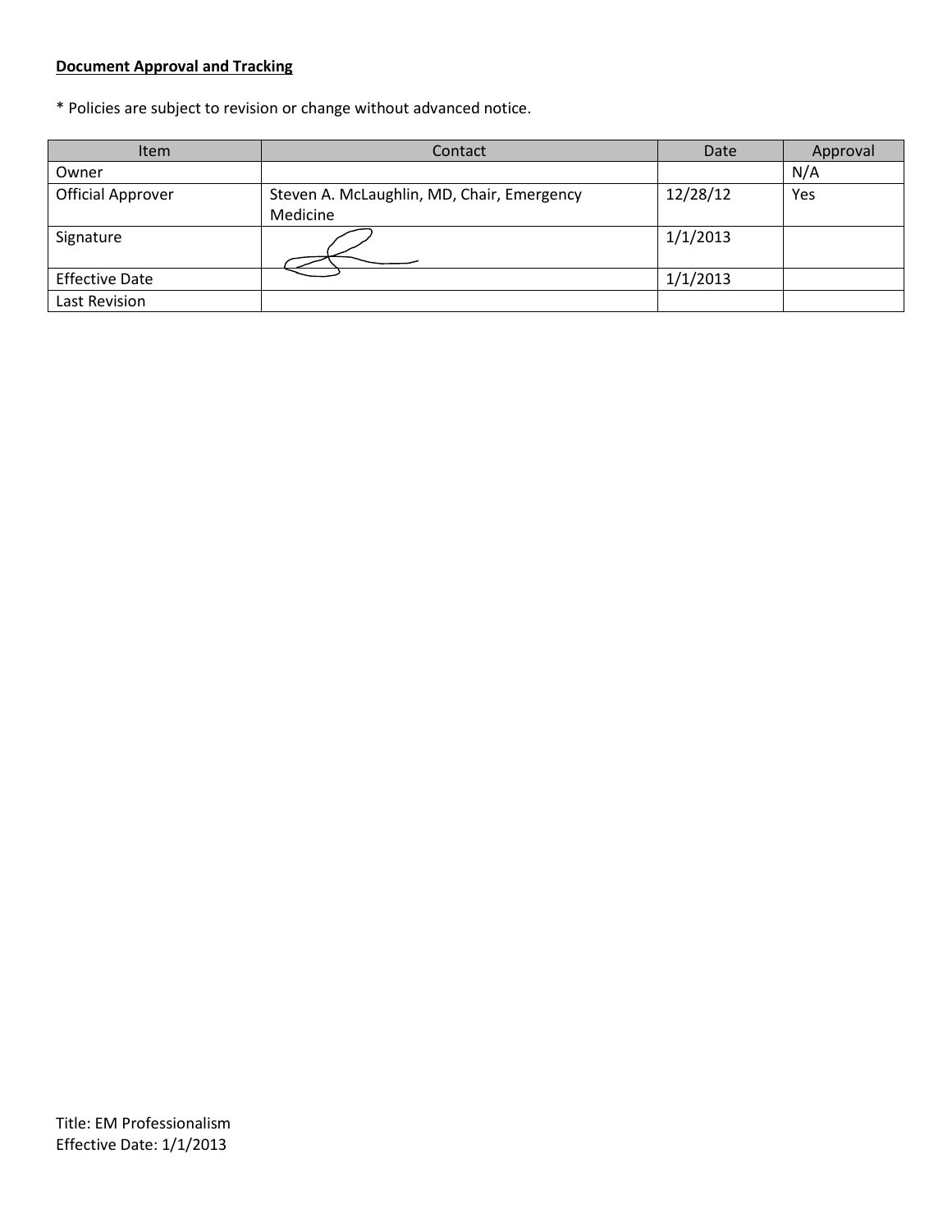**Document Approval and Tracking**

* Policies are subject to revision or change without advanced notice.

| Item | Contact | Date | Approval |
|---|---|---|---|
| Owner | | | N/A |
| Official Approver | Steven A. McLaughlin, MD, Chair, Emergency Medicine | 12/28/12 | Yes |
| Signature | | 1/1/2013 | |
| Effective Date | | 1/1/2013 | |
| Last Revision | | | |